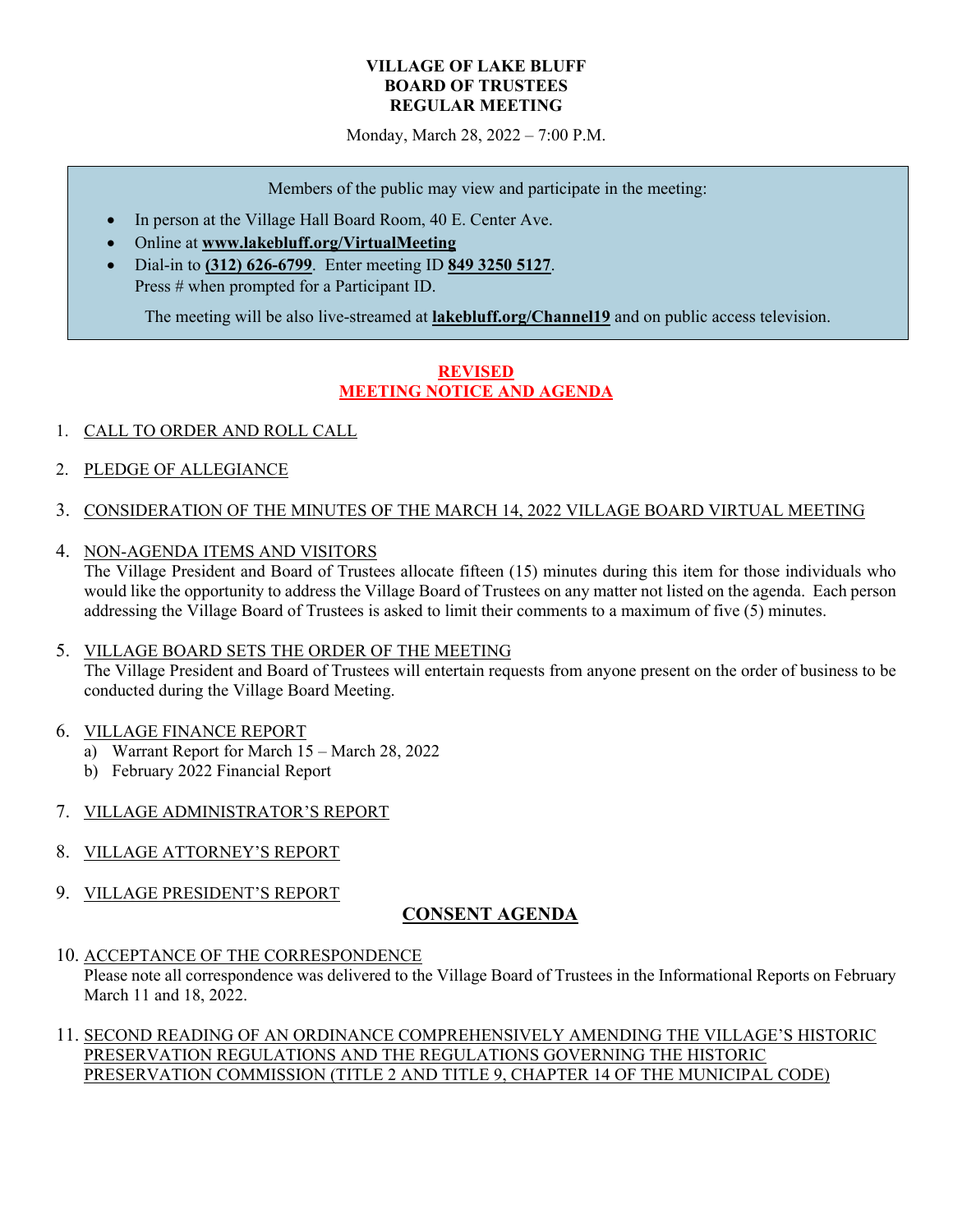**VILLAGE OF LAKE BLUFF**
**BOARD OF TRUSTEES**
**REGULAR MEETING**

Monday, March 28, 2022 – 7:00 P.M.

> Members of the public may view and participate in the meeting:
>
> - In person at the Village Hall Board Room, 40 E. Center Ave.
> - Online at **www.lakebluff.org/VirtualMeeting**
> - Dial-in to **(312) 626-6799**. Enter meeting ID **849 3250 5127**.
>   Press # when prompted for a Participant ID.
>
> The meeting will be also live-streamed at **lakebluff.org/Channel19** and on public access television.

**REVISED**
**MEETING NOTICE AND AGENDA**

1. CALL TO ORDER AND ROLL CALL

2. PLEDGE OF ALLEGIANCE

3. CONSIDERATION OF THE MINUTES OF THE MARCH 14, 2022 VILLAGE BOARD VIRTUAL MEETING

4. NON-AGENDA ITEMS AND VISITORS
   The Village President and Board of Trustees allocate fifteen (15) minutes during this item for those individuals who would like the opportunity to address the Village Board of Trustees on any matter not listed on the agenda. Each person addressing the Village Board of Trustees is asked to limit their comments to a maximum of five (5) minutes.

5. VILLAGE BOARD SETS THE ORDER OF THE MEETING
   The Village President and Board of Trustees will entertain requests from anyone present on the order of business to be conducted during the Village Board Meeting.

6. VILLAGE FINANCE REPORT
   a) Warrant Report for March 15 – March 28, 2022
   b) February 2022 Financial Report

7. VILLAGE ADMINISTRATOR'S REPORT

8. VILLAGE ATTORNEY'S REPORT

9. VILLAGE PRESIDENT'S REPORT

## CONSENT AGENDA

10. ACCEPTANCE OF THE CORRESPONDENCE
    Please note all correspondence was delivered to the Village Board of Trustees in the Informational Reports on February March 11 and 18, 2022.

11. SECOND READING OF AN ORDINANCE COMPREHENSIVELY AMENDING THE VILLAGE'S HISTORIC PRESERVATION REGULATIONS AND THE REGULATIONS GOVERNING THE HISTORIC PRESERVATION COMMISSION (TITLE 2 AND TITLE 9, CHAPTER 14 OF THE MUNICIPAL CODE)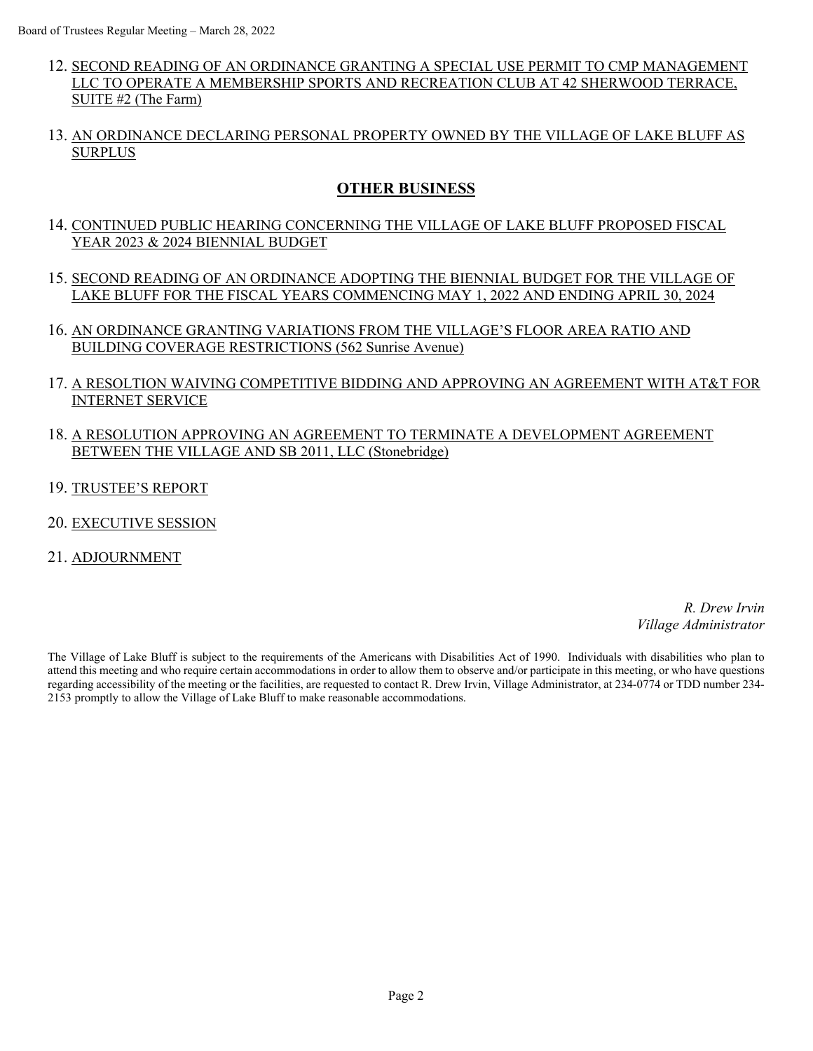12. SECOND READING OF AN ORDINANCE GRANTING A SPECIAL USE PERMIT TO CMP MANAGEMENT LLC TO OPERATE A MEMBERSHIP SPORTS AND RECREATION CLUB AT 42 SHERWOOD TERRACE, SUITE #2 (The Farm)

13. AN ORDINANCE DECLARING PERSONAL PROPERTY OWNED BY THE VILLAGE OF LAKE BLUFF AS SURPLUS

## OTHER BUSINESS

14. CONTINUED PUBLIC HEARING CONCERNING THE VILLAGE OF LAKE BLUFF PROPOSED FISCAL YEAR 2023 & 2024 BIENNIAL BUDGET

15. SECOND READING OF AN ORDINANCE ADOPTING THE BIENNIAL BUDGET FOR THE VILLAGE OF LAKE BLUFF FOR THE FISCAL YEARS COMMENCING MAY 1, 2022 AND ENDING APRIL 30, 2024

16. AN ORDINANCE GRANTING VARIATIONS FROM THE VILLAGE'S FLOOR AREA RATIO AND BUILDING COVERAGE RESTRICTIONS (562 Sunrise Avenue)

17. A RESOLTION WAIVING COMPETITIVE BIDDING AND APPROVING AN AGREEMENT WITH AT&T FOR INTERNET SERVICE

18. A RESOLUTION APPROVING AN AGREEMENT TO TERMINATE A DEVELOPMENT AGREEMENT BETWEEN THE VILLAGE AND SB 2011, LLC (Stonebridge)

19. TRUSTEE'S REPORT

20. EXECUTIVE SESSION

21. ADJOURNMENT

*R. Drew Irvin*
*Village Administrator*

The Village of Lake Bluff is subject to the requirements of the Americans with Disabilities Act of 1990. Individuals with disabilities who plan to attend this meeting and who require certain accommodations in order to allow them to observe and/or participate in this meeting, or who have questions regarding accessibility of the meeting or the facilities, are requested to contact R. Drew Irvin, Village Administrator, at 234-0774 or TDD number 234-2153 promptly to allow the Village of Lake Bluff to make reasonable accommodations.